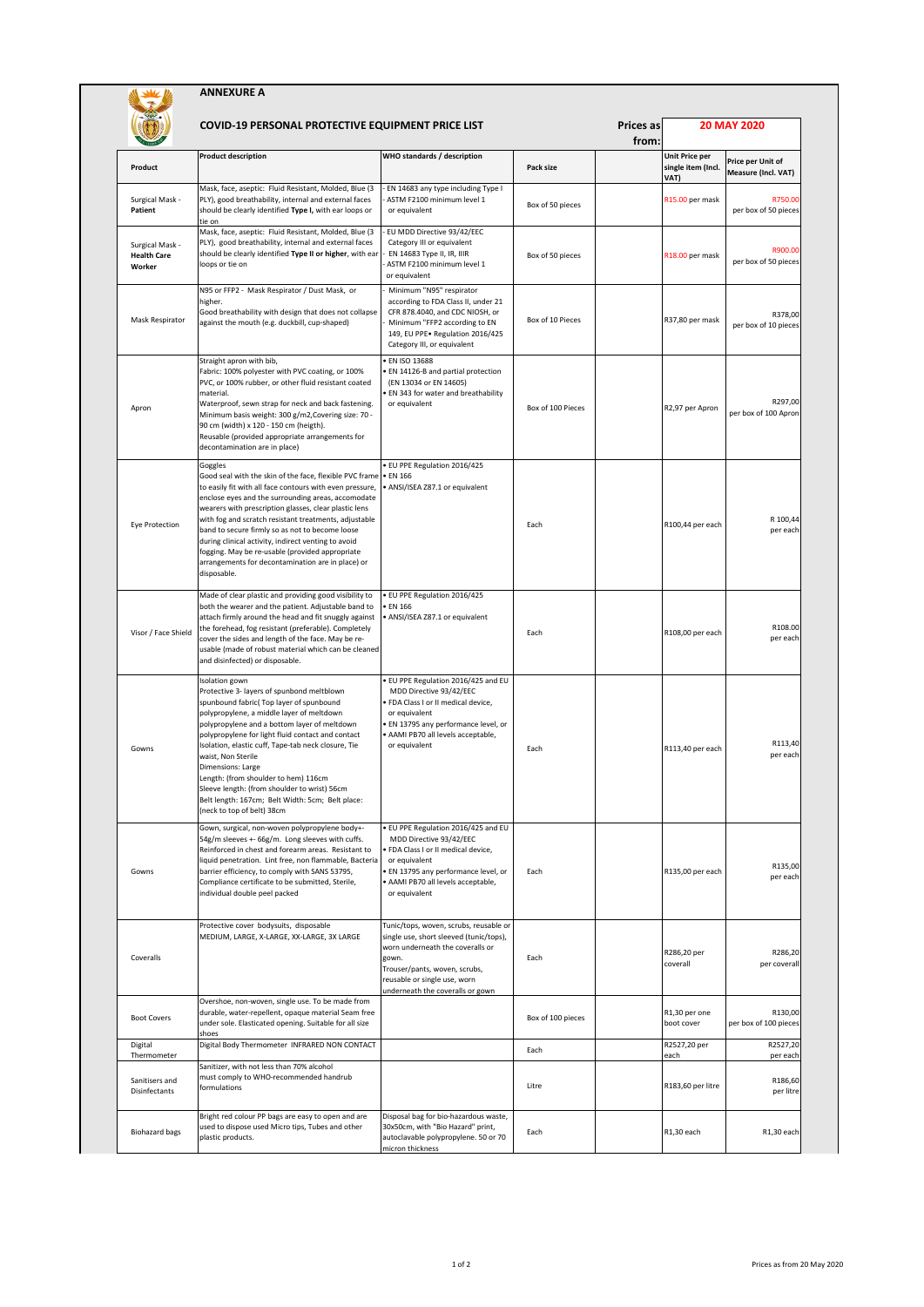## ANNEXURE A

### COVID-19 PERSONAL PROTECTIVE EQUIPMENT PRICE LIST

**Prices as from: 20 MAY 2020**

| Product | Product description | WHO standards / description | Pack size | | Unit Price per single item (Incl. VAT) | Price per Unit of Measure (Incl. VAT) |
|---|---|---|---|---|---|---|
| Surgical Mask - **Patient** | Mask, face, aseptic: Fluid Resistant, Molded, Blue (3 PLY), good breathability, internal and external faces should be clearly identified **Type I**, with ear loops or tie on | - EN 14683 any type including Type I<br>- ASTM F2100 minimum level 1 or equivalent | Box of 50 pieces | | R15.00 per mask | R750.00 per box of 50 pieces |
| Surgical Mask - **Health Care Worker** | Mask, face, aseptic: Fluid Resistant, Molded, Blue (3 PLY), good breathability, internal and external faces should be clearly identified **Type II or higher**, with ear loops or tie on | - EU MDD Directive 93/42/EEC Category III or equivalent<br>- EN 14683 Type II, IR, IIIR<br>- ASTM F2100 minimum level 1 or equivalent | Box of 50 pieces | | R18.00 per mask | R900.00 per box of 50 pieces |
| Mask Respirator | N95 or FFP2 - Mask Respirator / Dust Mask, or higher.<br>Good breathability with design that does not collapse against the mouth (e.g. duckbill, cup-shaped) | - Minimum "N95" respirator according to FDA Class II, under 21 CFR 878.4040, and CDC NIOSH, or<br>- Minimum "FFP2 according to EN 149, EU PPE• Regulation 2016/425 Category III, or equivalent | Box of 10 Pieces | | R37,80 per mask | R378,00 per box of 10 pieces |
| Apron | Straight apron with bib,<br>Fabric: 100% polyester with PVC coating, or 100% PVC, or 100% rubber, or other fluid resistant coated material.<br>Waterproof, sewn strap for neck and back fastening.<br>Minimum basis weight: 300 g/m2,Covering size: 70 - 90 cm (width) x 120 - 150 cm (heigth).<br>Reusable (provided appropriate arrangements for decontamination are in place) | • EN ISO 13688<br>• EN 14126-B and partial protection (EN 13034 or EN 14605)<br>• EN 343 for water and breathability or equivalent | Box of 100 Pieces | | R2,97 per Apron | R297,00 per box of 100 Apron |
| Eye Protection | Goggles<br>Good seal with the skin of the face, flexible PVC frame to easily fit with all face contours with even pressure, enclose eyes and the surrounding areas, accomodate wearers with prescription glasses, clear plastic lens with fog and scratch resistant treatments, adjustable band to secure firmly so as not to become loose during clinical activity, indirect venting to avoid fogging. May be re-usable (provided appropriate arrangements for decontamination are in place) or disposable. | • EU PPE Regulation 2016/425<br>• EN 166<br>• ANSI/ISEA Z87.1 or equivalent | Each | | R100,44 per each | R 100,44 per each |
| Visor / Face Shield | Made of clear plastic and providing good visibility to both the wearer and the patient. Adjustable band to attach firmly around the head and fit snuggly against the forehead, fog resistant (preferable). Completely cover the sides and length of the face. May be re-usable (made of robust material which can be cleaned and disinfected) or disposable. | • EU PPE Regulation 2016/425<br>• EN 166<br>• ANSI/ISEA Z87.1 or equivalent | Each | | R108,00 per each | R108.00 per each |
| Gowns | Isolation gown<br>Protective 3- layers of spunbond meltblown spunbound fabric( Top layer of spunbound polypropylene, a middle layer of meltdown polypropylene and a bottom layer of meltdown polypropylene for light fluid contact and contact Isolation, elastic cuff, Tape-tab neck closure, Tie waist, Non Sterile<br>Dimensions: Large<br>Length: (from shoulder to hem) 116cm<br>Sleeve length: (from shoulder to wrist) 56cm<br>Belt length: 167cm; Belt Width: 5cm; Belt place: (neck to top of belt) 38cm | • EU PPE Regulation 2016/425 and EU MDD Directive 93/42/EEC<br>• FDA Class I or II medical device, or equivalent<br>• EN 13795 any performance level, or<br>• AAMI PB70 all levels acceptable, or equivalent | Each | | R113,40 per each | R113,40 per each |
| Gowns | Gown, surgical, non-woven polypropylene body+- 54g/m sleeves +- 66g/m. Long sleeves with cuffs. Reinforced in chest and forearm areas. Resistant to liquid penetration. Lint free, non flammable, Bacteria barrier efficiency, to comply with SANS 53795, Compliance certificate to be submitted, Sterile, individual double peel packed | • EU PPE Regulation 2016/425 and EU MDD Directive 93/42/EEC<br>• FDA Class I or II medical device, or equivalent<br>• EN 13795 any performance level, or<br>• AAMI PB70 all levels acceptable, or equivalent | Each | | R135,00 per each | R135,00 per each |
| Coveralls | Protective cover bodysuits, disposable<br>MEDIUM, LARGE, X-LARGE, XX-LARGE, 3X LARGE | Tunic/tops, woven, scrubs, reusable or single use, short sleeved (tunic/tops), worn underneath the coveralls or gown.<br>Trouser/pants, woven, scrubs, reusable or single use, worn underneath the coveralls or gown | Each | | R286,20 per coverall | R286,20 per coverall |
| Boot Covers | Overshoe, non-woven, single use. To be made from durable, water-repellent, opaque material Seam free under sole. Elasticated opening. Suitable for all size shoes | | Box of 100 pieces | | R1,30 per one boot cover | R130,00 per box of 100 pieces |
| Digital Thermometer | Digital Body Thermometer INFRARED NON CONTACT | | Each | | R2527,20 per each | R2527,20 per each |
| Sanitisers and Disinfectants | Sanitizer, with not less than 70% alcohol must comply to WHO-recommended handrub formulations | | Litre | | R183,60 per litre | R186,60 per litre |
| Biohazard bags | Bright red colour PP bags are easy to open and are used to dispose used Micro tips, Tubes and other plastic products. | Disposal bag for bio-hazardous waste, 30x50cm, with "Bio Hazard" print, autoclavable polypropylene. 50 or 70 micron thickness | Each | | R1,30 each | R1,30 each |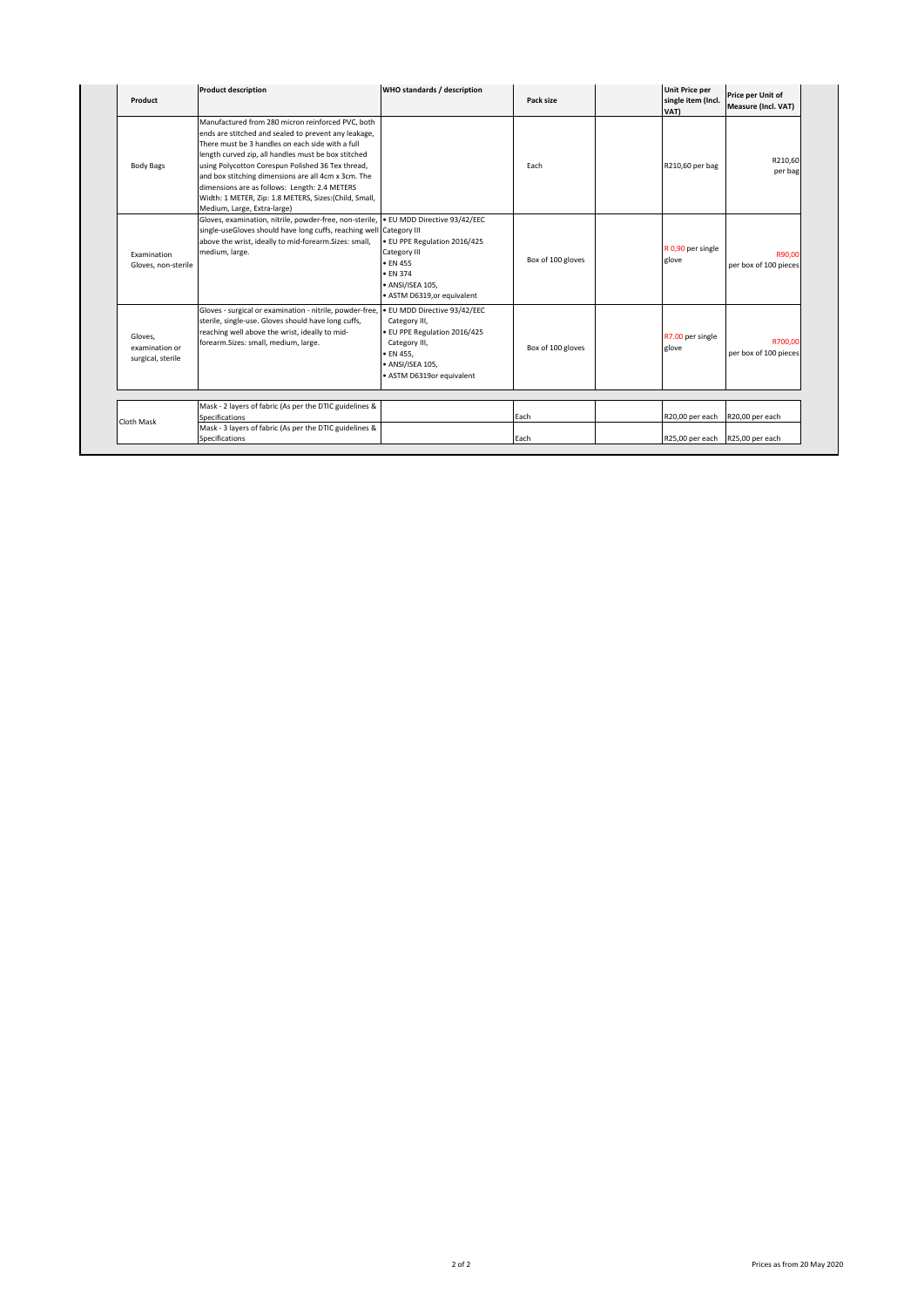| Product | Product description | WHO standards / description | Pack size | | Unit Price per single item (Incl. VAT) | Price per Unit of Measure (Incl. VAT) |
|---|---|---|---|---|---|---|
| Body Bags | Manufactured from 280 micron reinforced PVC, both ends are stitched and sealed to prevent any leakage, There must be 3 handles on each side with a full length curved zip, all handles must be box stitched using Polycotton Corespun Polished 36 Tex thread, and box stitching dimensions are all 4cm x 3cm. The dimensions are as follows: Length: 2.4 METERS Width: 1 METER, Zip: 1.8 METERS, Sizes:(Child, Small, Medium, Large, Extra-large) | | Each | | R210,60 per bag | R210,60 per bag |
| Examination Gloves, non-sterile | Gloves, examination, nitrile, powder-free, non-sterile, single-useGloves should have long cuffs, reaching well above the wrist, ideally to mid-forearm.Sizes: small, medium, large. | • EU MDD Directive 93/42/EEC Category III<br>• EU PPE Regulation 2016/425 Category III<br>• EN 455<br>• EN 374<br>• ANSI/ISEA 105,<br>• ASTM D6319,or equivalent | Box of 100 gloves | | R 0,90 per single glove | R90,00 per box of 100 pieces |
| Gloves, examination or surgical, sterile | Gloves - surgical or examination - nitrile, powder-free, sterile, single-use. Gloves should have long cuffs, reaching well above the wrist, ideally to mid-forearm.Sizes: small, medium, large. | • EU MDD Directive 93/42/EEC Category III,<br>• EU PPE Regulation 2016/425 Category III,<br>• EN 455,<br>• ANSI/ISEA 105,<br>• ASTM D6319or equivalent | Box of 100 gloves | | R7.00 per single glove | R700,00 per box of 100 pieces |
| Cloth Mask | Mask - 2 layers of fabric (As per the DTIC guidelines & Specifications | | Each | | R20,00 per each | R20,00 per each |
| | Mask - 3 layers of fabric (As per the DTIC guidelines & Specifications | | Each | | R25,00 per each | R25,00 per each |